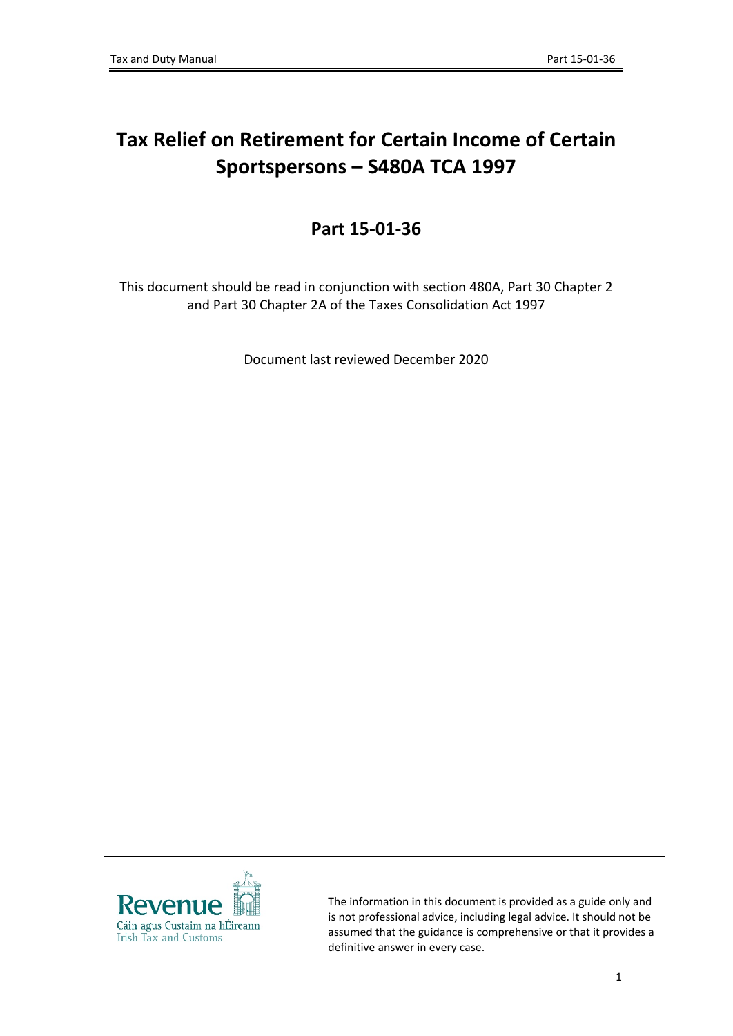# Tax Relief on Retirement for Certain Income of Certain Sportspersons – S480A TCA 1997

## Part 15-01-36

This document should be read in conjunction with section 480A, Part 30 Chapter 2 and Part 30 Chapter 2A of the Taxes Consolidation Act 1997

Document last reviewed December 2020

---

The information in this document is provided as a guide only and is not professional advice, including legal advice. It should not be assumed that the guidance is comprehensive or that it provides a definitive answer in every case.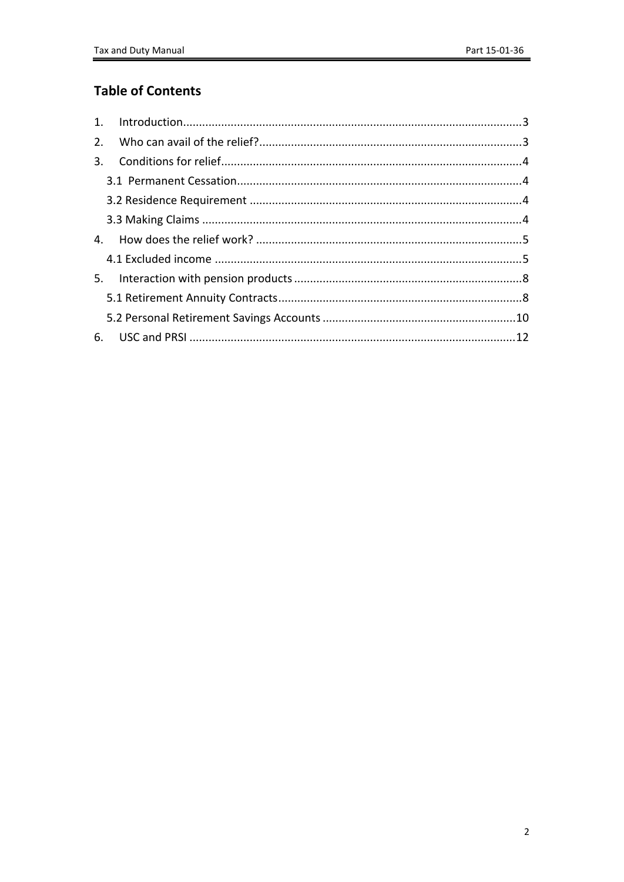## Table of Contents

1. Introduction...3
2. Who can avail of the relief?...3
3. Conditions for relief...4
   - 3.1 Permanent Cessation...4
   - 3.2 Residence Requirement...4
   - 3.3 Making Claims...4
4. How does the relief work?...5
   - 4.1 Excluded income...5
5. Interaction with pension products...8
   - 5.1 Retirement Annuity Contracts...8
   - 5.2 Personal Retirement Savings Accounts...10
6. USC and PRSI...12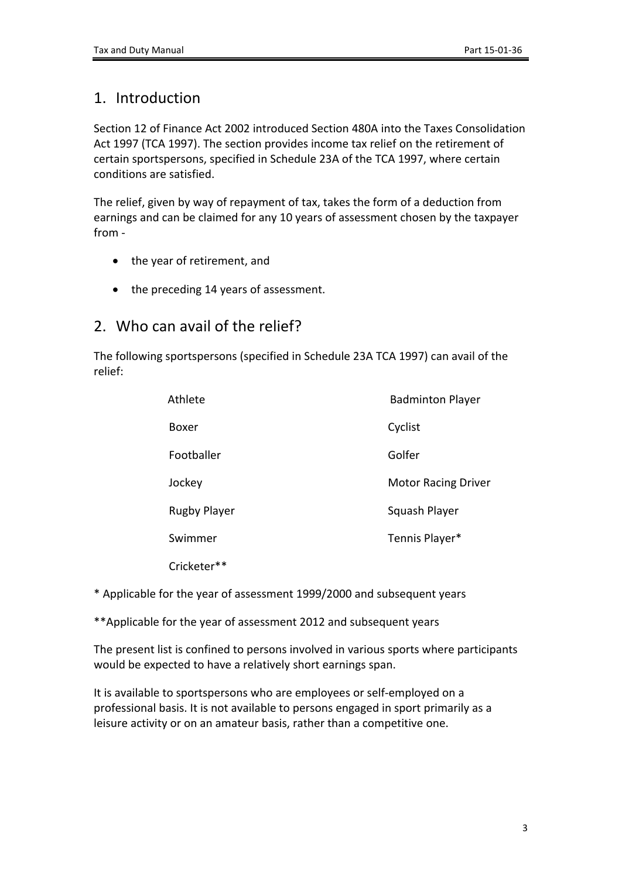## 1. Introduction

Section 12 of Finance Act 2002 introduced Section 480A into the Taxes Consolidation Act 1997 (TCA 1997). The section provides income tax relief on the retirement of certain sportspersons, specified in Schedule 23A of the TCA 1997, where certain conditions are satisfied.

The relief, given by way of repayment of tax, takes the form of a deduction from earnings and can be claimed for any 10 years of assessment chosen by the taxpayer from -

- the year of retirement, and
- the preceding 14 years of assessment.

## 2. Who can avail of the relief?

The following sportspersons (specified in Schedule 23A TCA 1997) can avail of the relief:

| | |
|---|---|
| Athlete | Badminton Player |
| Boxer | Cyclist |
| Footballer | Golfer |
| Jockey | Motor Racing Driver |
| Rugby Player | Squash Player |
| Swimmer | Tennis Player* |
| Cricketer** | |

* Applicable for the year of assessment 1999/2000 and subsequent years

**Applicable for the year of assessment 2012 and subsequent years

The present list is confined to persons involved in various sports where participants would be expected to have a relatively short earnings span.

It is available to sportspersons who are employees or self-employed on a professional basis. It is not available to persons engaged in sport primarily as a leisure activity or on an amateur basis, rather than a competitive one.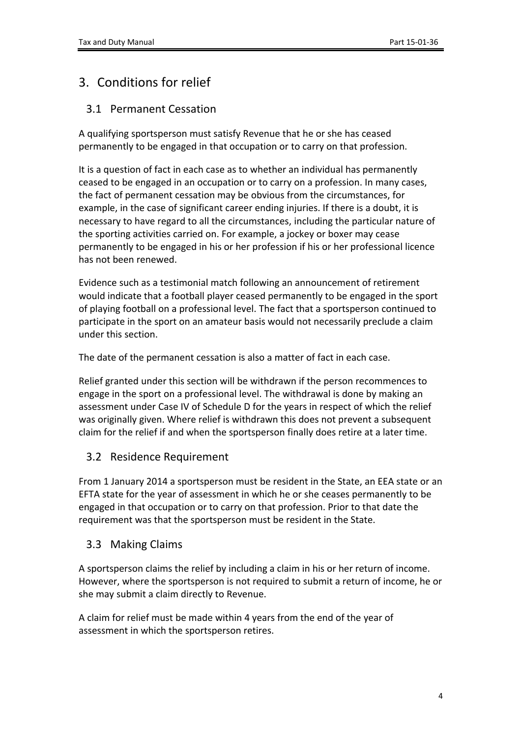# 3. Conditions for relief

## 3.1 Permanent Cessation

A qualifying sportsperson must satisfy Revenue that he or she has ceased permanently to be engaged in that occupation or to carry on that profession.

It is a question of fact in each case as to whether an individual has permanently ceased to be engaged in an occupation or to carry on a profession. In many cases, the fact of permanent cessation may be obvious from the circumstances, for example, in the case of significant career ending injuries. If there is a doubt, it is necessary to have regard to all the circumstances, including the particular nature of the sporting activities carried on. For example, a jockey or boxer may cease permanently to be engaged in his or her profession if his or her professional licence has not been renewed.

Evidence such as a testimonial match following an announcement of retirement would indicate that a football player ceased permanently to be engaged in the sport of playing football on a professional level. The fact that a sportsperson continued to participate in the sport on an amateur basis would not necessarily preclude a claim under this section.

The date of the permanent cessation is also a matter of fact in each case.

Relief granted under this section will be withdrawn if the person recommences to engage in the sport on a professional level. The withdrawal is done by making an assessment under Case IV of Schedule D for the years in respect of which the relief was originally given. Where relief is withdrawn this does not prevent a subsequent claim for the relief if and when the sportsperson finally does retire at a later time.

## 3.2 Residence Requirement

From 1 January 2014 a sportsperson must be resident in the State, an EEA state or an EFTA state for the year of assessment in which he or she ceases permanently to be engaged in that occupation or to carry on that profession. Prior to that date the requirement was that the sportsperson must be resident in the State.

## 3.3 Making Claims

A sportsperson claims the relief by including a claim in his or her return of income. However, where the sportsperson is not required to submit a return of income, he or she may submit a claim directly to Revenue.

A claim for relief must be made within 4 years from the end of the year of assessment in which the sportsperson retires.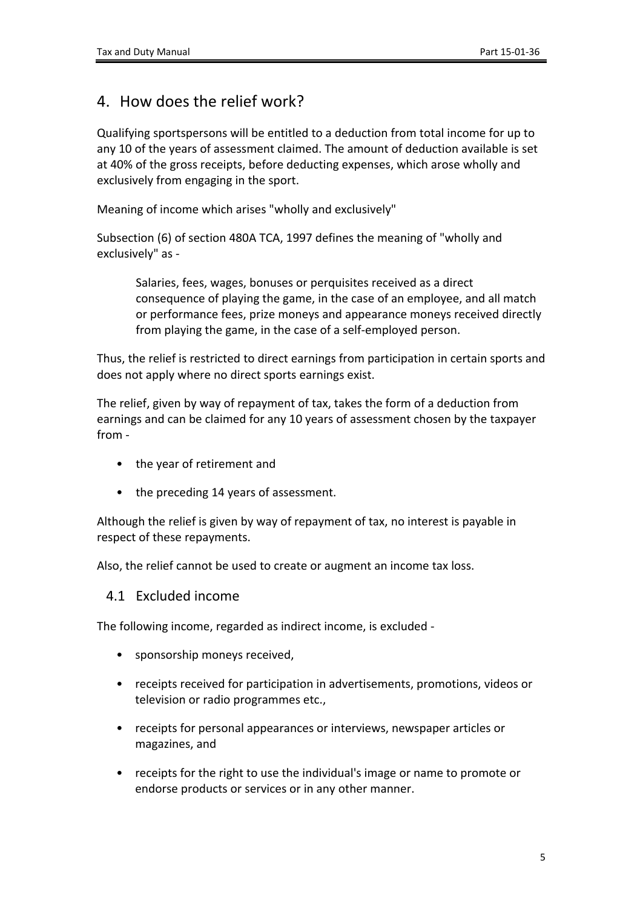## 4. How does the relief work?

Qualifying sportspersons will be entitled to a deduction from total income for up to any 10 of the years of assessment claimed. The amount of deduction available is set at 40% of the gross receipts, before deducting expenses, which arose wholly and exclusively from engaging in the sport.

Meaning of income which arises "wholly and exclusively"

Subsection (6) of section 480A TCA, 1997 defines the meaning of "wholly and exclusively" as -

> Salaries, fees, wages, bonuses or perquisites received as a direct consequence of playing the game, in the case of an employee, and all match or performance fees, prize moneys and appearance moneys received directly from playing the game, in the case of a self-employed person.

Thus, the relief is restricted to direct earnings from participation in certain sports and does not apply where no direct sports earnings exist.

The relief, given by way of repayment of tax, takes the form of a deduction from earnings and can be claimed for any 10 years of assessment chosen by the taxpayer from -

- the year of retirement and
- the preceding 14 years of assessment.

Although the relief is given by way of repayment of tax, no interest is payable in respect of these repayments.

Also, the relief cannot be used to create or augment an income tax loss.

### 4.1 Excluded income

The following income, regarded as indirect income, is excluded -

- sponsorship moneys received,
- receipts received for participation in advertisements, promotions, videos or television or radio programmes etc.,
- receipts for personal appearances or interviews, newspaper articles or magazines, and
- receipts for the right to use the individual's image or name to promote or endorse products or services or in any other manner.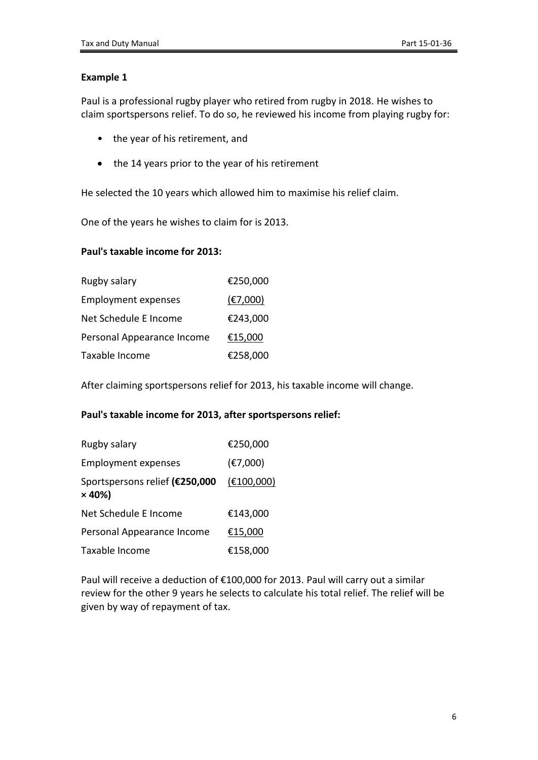**Example 1**

Paul is a professional rugby player who retired from rugby in 2018. He wishes to claim sportspersons relief. To do so, he reviewed his income from playing rugby for:

- the year of his retirement, and
- the 14 years prior to the year of his retirement

He selected the 10 years which allowed him to maximise his relief claim.

One of the years he wishes to claim for is 2013.

**Paul's taxable income for 2013:**

| | |
|---|---|
| Rugby salary | €250,000 |
| Employment expenses | (€7,000) |
| Net Schedule E Income | €243,000 |
| Personal Appearance Income | €15,000 |
| Taxable Income | €258,000 |

After claiming sportspersons relief for 2013, his taxable income will change.

**Paul's taxable income for 2013, after sportspersons relief:**

| | |
|---|---|
| Rugby salary | €250,000 |
| Employment expenses | (€7,000) |
| Sportspersons relief **(€250,000 × 40%)** | (€100,000) |
| Net Schedule E Income | €143,000 |
| Personal Appearance Income | €15,000 |
| Taxable Income | €158,000 |

Paul will receive a deduction of €100,000 for 2013. Paul will carry out a similar review for the other 9 years he selects to calculate his total relief. The relief will be given by way of repayment of tax.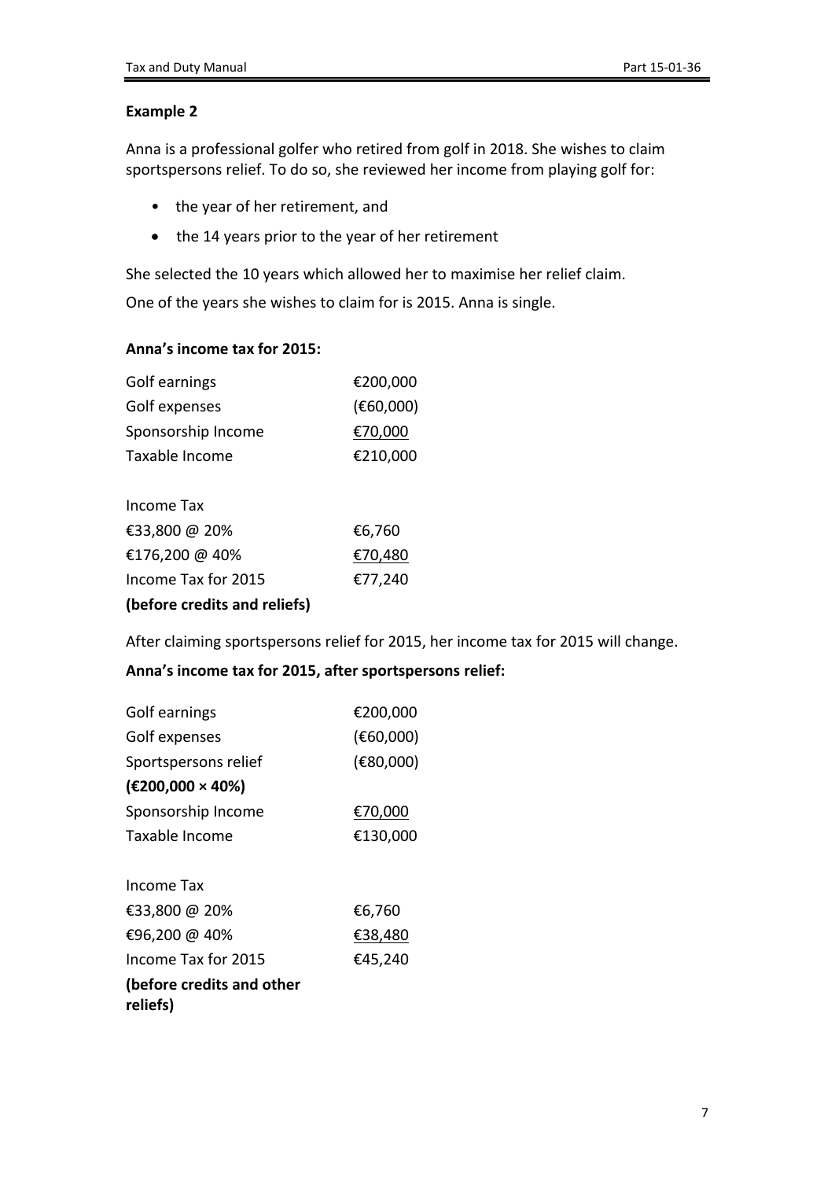**Example 2**

Anna is a professional golfer who retired from golf in 2018. She wishes to claim sportspersons relief. To do so, she reviewed her income from playing golf for:

- the year of her retirement, and
- the 14 years prior to the year of her retirement

She selected the 10 years which allowed her to maximise her relief claim.

One of the years she wishes to claim for is 2015. Anna is single.

**Anna's income tax for 2015:**

| | |
|---|---|
| Golf earnings | €200,000 |
| Golf expenses | (€60,000) |
| Sponsorship Income | €70,000 |
| Taxable Income | €210,000 |

| | |
|---|---|
| Income Tax | |
| €33,800 @ 20% | €6,760 |
| €176,200 @ 40% | €70,480 |
| Income Tax for 2015 | €77,240 |
| **(before credits and reliefs)** | |

After claiming sportspersons relief for 2015, her income tax for 2015 will change.

**Anna's income tax for 2015, after sportspersons relief:**

| | |
|---|---|
| Golf earnings | €200,000 |
| Golf expenses | (€60,000) |
| Sportspersons relief **(€200,000 × 40%)** | (€80,000) |
| Sponsorship Income | €70,000 |
| Taxable Income | €130,000 |

| | |
|---|---|
| Income Tax | |
| €33,800 @ 20% | €6,760 |
| €96,200 @ 40% | €38,480 |
| Income Tax for 2015 | €45,240 |
| **(before credits and other reliefs)** | |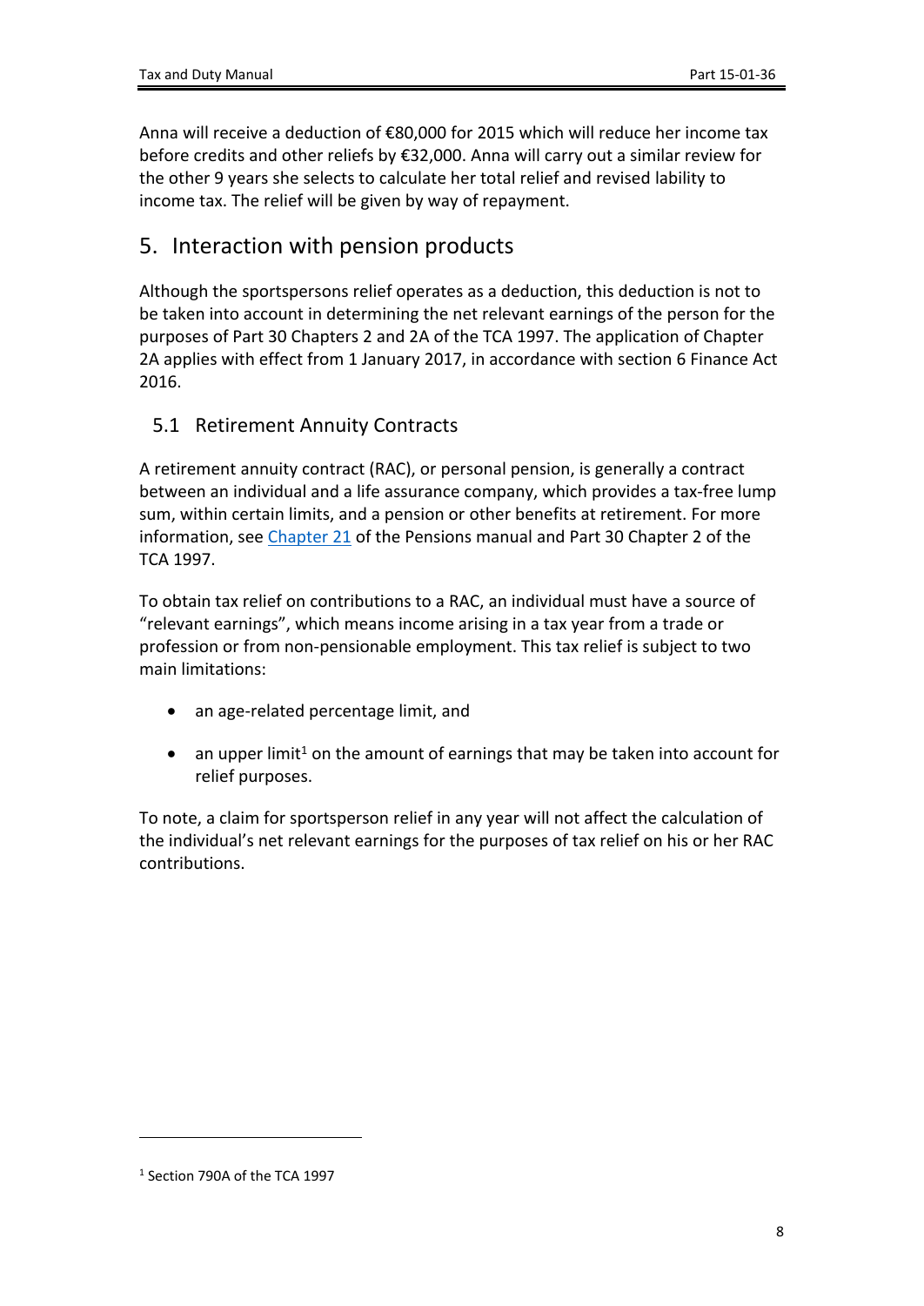Anna will receive a deduction of €80,000 for 2015 which will reduce her income tax before credits and other reliefs by €32,000. Anna will carry out a similar review for the other 9 years she selects to calculate her total relief and revised lability to income tax. The relief will be given by way of repayment.

# 5. Interaction with pension products

Although the sportspersons relief operates as a deduction, this deduction is not to be taken into account in determining the net relevant earnings of the person for the purposes of Part 30 Chapters 2 and 2A of the TCA 1997. The application of Chapter 2A applies with effect from 1 January 2017, in accordance with section 6 Finance Act 2016.

## 5.1 Retirement Annuity Contracts

A retirement annuity contract (RAC), or personal pension, is generally a contract between an individual and a life assurance company, which provides a tax-free lump sum, within certain limits, and a pension or other benefits at retirement. For more information, see Chapter 21 of the Pensions manual and Part 30 Chapter 2 of the TCA 1997.

To obtain tax relief on contributions to a RAC, an individual must have a source of "relevant earnings", which means income arising in a tax year from a trade or profession or from non-pensionable employment. This tax relief is subject to two main limitations:

- an age-related percentage limit, and
- an upper limit[1] on the amount of earnings that may be taken into account for relief purposes.

To note, a claim for sportsperson relief in any year will not affect the calculation of the individual's net relevant earnings for the purposes of tax relief on his or her RAC contributions.

[1] Section 790A of the TCA 1997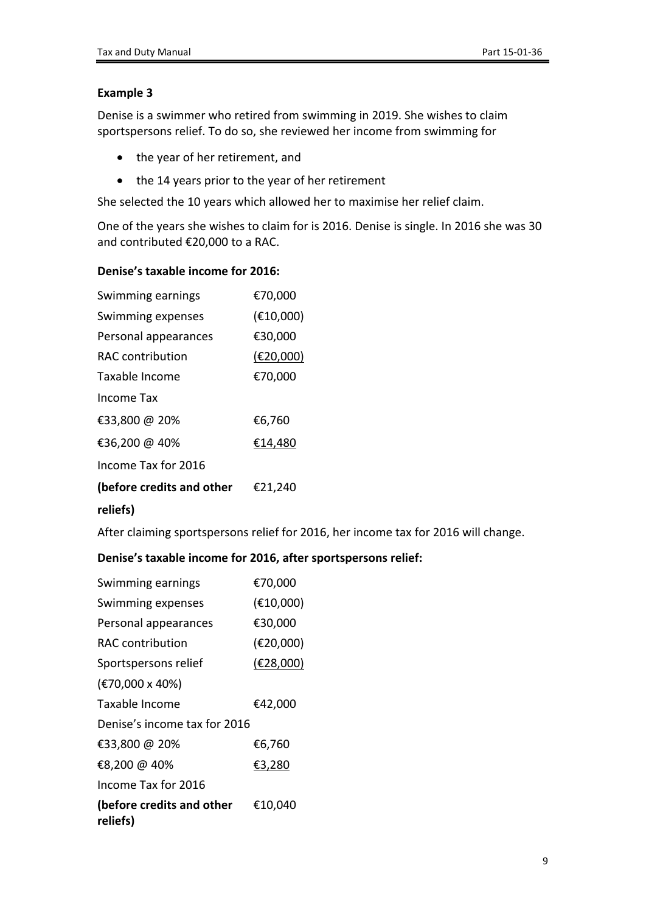**Example 3**

Denise is a swimmer who retired from swimming in 2019. She wishes to claim sportspersons relief. To do so, she reviewed her income from swimming for

- the year of her retirement, and
- the 14 years prior to the year of her retirement

She selected the 10 years which allowed her to maximise her relief claim.

One of the years she wishes to claim for is 2016. Denise is single. In 2016 she was 30 and contributed €20,000 to a RAC.

**Denise's taxable income for 2016:**

| | |
|---|---|
| Swimming earnings | €70,000 |
| Swimming expenses | (€10,000) |
| Personal appearances | €30,000 |
| RAC contribution | (€20,000) |
| Taxable Income | €70,000 |
| Income Tax | |
| €33,800 @ 20% | €6,760 |
| €36,200 @ 40% | €14,480 |
| Income Tax for 2016 | |
| **(before credits and other reliefs)** | €21,240 |

After claiming sportspersons relief for 2016, her income tax for 2016 will change.

**Denise's taxable income for 2016, after sportspersons relief:**

| | |
|---|---|
| Swimming earnings | €70,000 |
| Swimming expenses | (€10,000) |
| Personal appearances | €30,000 |
| RAC contribution | (€20,000) |
| Sportspersons relief (€70,000 x 40%) | (€28,000) |
| Taxable Income | €42,000 |
| Denise's income tax for 2016 | |
| €33,800 @ 20% | €6,760 |
| €8,200 @ 40% | €3,280 |
| Income Tax for 2016 | |
| **(before credits and other reliefs)** | €10,040 |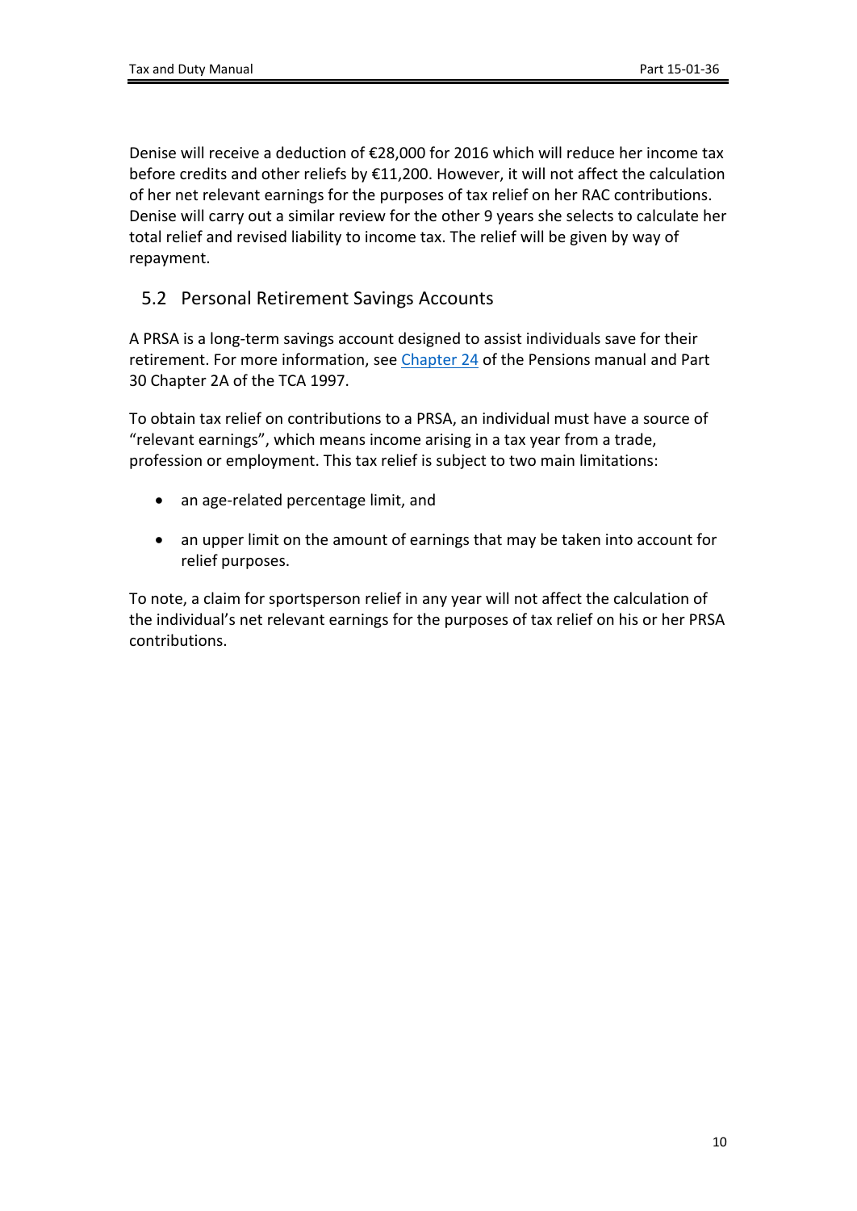Denise will receive a deduction of €28,000 for 2016 which will reduce her income tax before credits and other reliefs by €11,200. However, it will not affect the calculation of her net relevant earnings for the purposes of tax relief on her RAC contributions. Denise will carry out a similar review for the other 9 years she selects to calculate her total relief and revised liability to income tax. The relief will be given by way of repayment.

## 5.2 Personal Retirement Savings Accounts

A PRSA is a long-term savings account designed to assist individuals save for their retirement. For more information, see Chapter 24 of the Pensions manual and Part 30 Chapter 2A of the TCA 1997.

To obtain tax relief on contributions to a PRSA, an individual must have a source of "relevant earnings", which means income arising in a tax year from a trade, profession or employment. This tax relief is subject to two main limitations:

- an age-related percentage limit, and
- an upper limit on the amount of earnings that may be taken into account for relief purposes.

To note, a claim for sportsperson relief in any year will not affect the calculation of the individual's net relevant earnings for the purposes of tax relief on his or her PRSA contributions.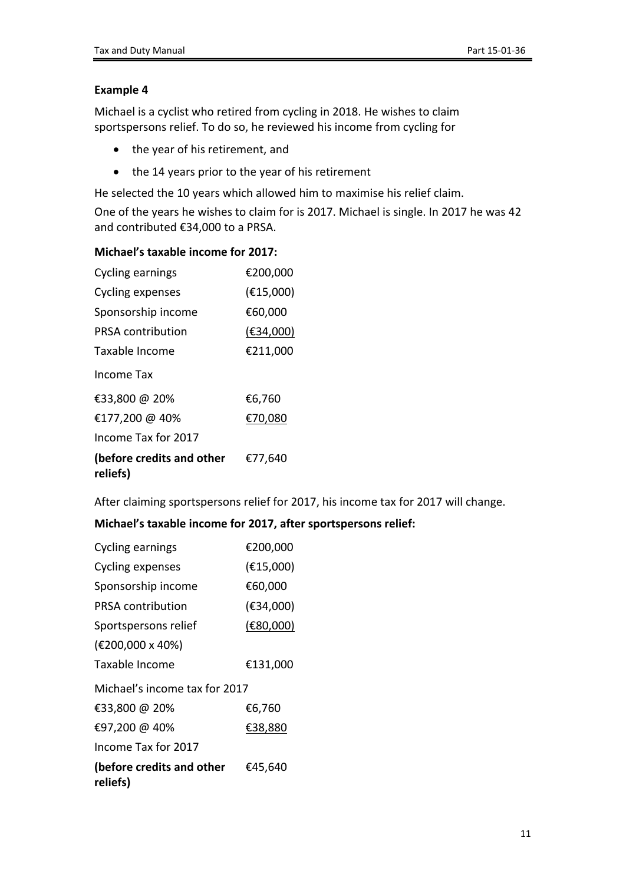### Example 4

Michael is a cyclist who retired from cycling in 2018. He wishes to claim sportspersons relief. To do so, he reviewed his income from cycling for

- the year of his retirement, and
- the 14 years prior to the year of his retirement

He selected the 10 years which allowed him to maximise his relief claim.

One of the years he wishes to claim for is 2017. Michael is single. In 2017 he was 42 and contributed €34,000 to a PRSA.

**Michael's taxable income for 2017:**

| | |
|---|---|
| Cycling earnings | €200,000 |
| Cycling expenses | (€15,000) |
| Sponsorship income | €60,000 |
| PRSA contribution | (€34,000) |
| Taxable Income | €211,000 |
| Income Tax | |
| €33,800 @ 20% | €6,760 |
| €177,200 @ 40% | €70,080 |
| Income Tax for 2017 | |
| **(before credits and other reliefs)** | €77,640 |

After claiming sportspersons relief for 2017, his income tax for 2017 will change.

**Michael's taxable income for 2017, after sportspersons relief:**

| | |
|---|---|
| Cycling earnings | €200,000 |
| Cycling expenses | (€15,000) |
| Sponsorship income | €60,000 |
| PRSA contribution | (€34,000) |
| Sportspersons relief (€200,000 x 40%) | (€80,000) |
| Taxable Income | €131,000 |
| Michael's income tax for 2017 | |
| €33,800 @ 20% | €6,760 |
| €97,200 @ 40% | €38,880 |
| Income Tax for 2017 | |
| **(before credits and other reliefs)** | €45,640 |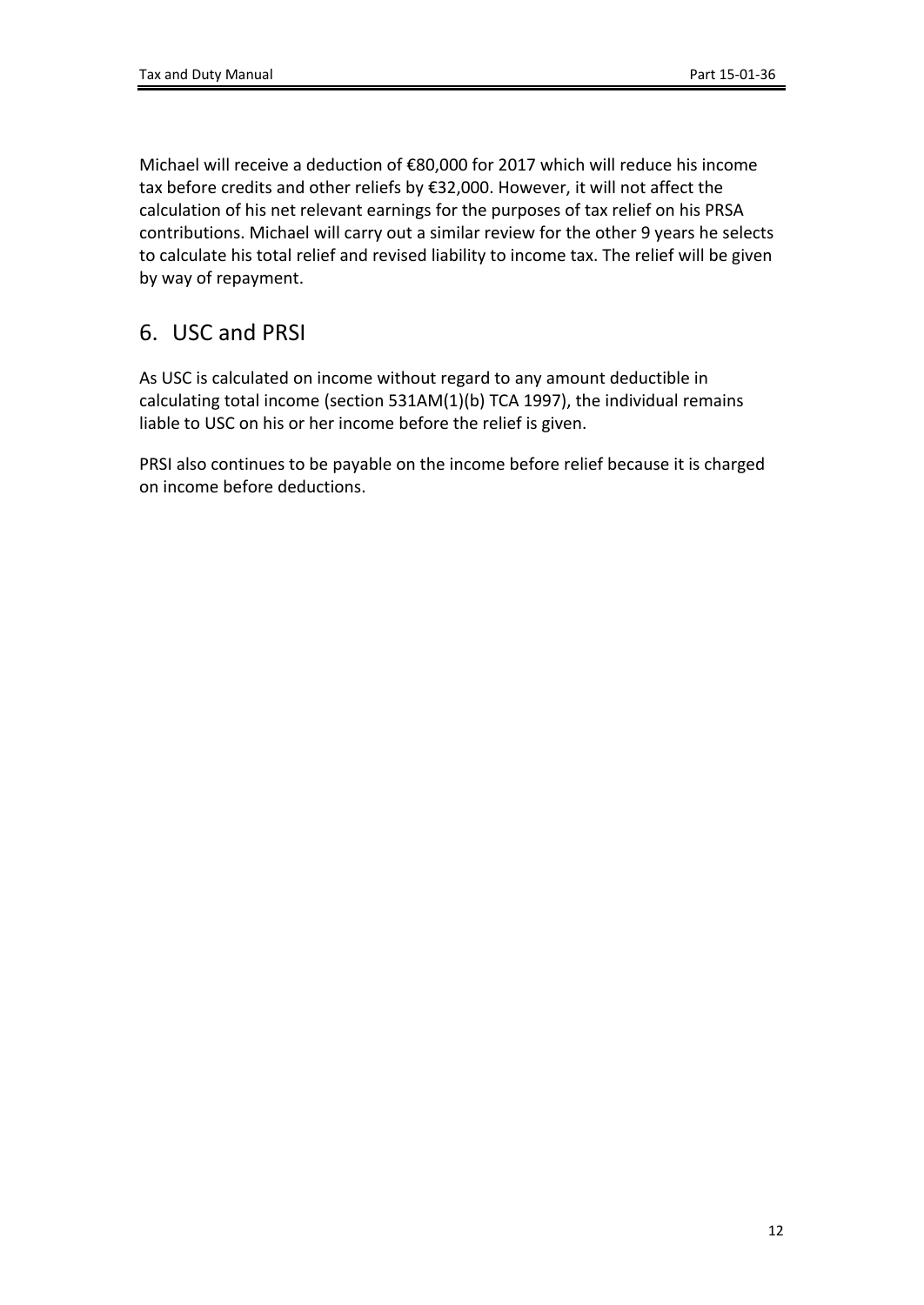Michael will receive a deduction of €80,000 for 2017 which will reduce his income tax before credits and other reliefs by €32,000. However, it will not affect the calculation of his net relevant earnings for the purposes of tax relief on his PRSA contributions. Michael will carry out a similar review for the other 9 years he selects to calculate his total relief and revised liability to income tax. The relief will be given by way of repayment.

## 6. USC and PRSI

As USC is calculated on income without regard to any amount deductible in calculating total income (section 531AM(1)(b) TCA 1997), the individual remains liable to USC on his or her income before the relief is given.

PRSI also continues to be payable on the income before relief because it is charged on income before deductions.